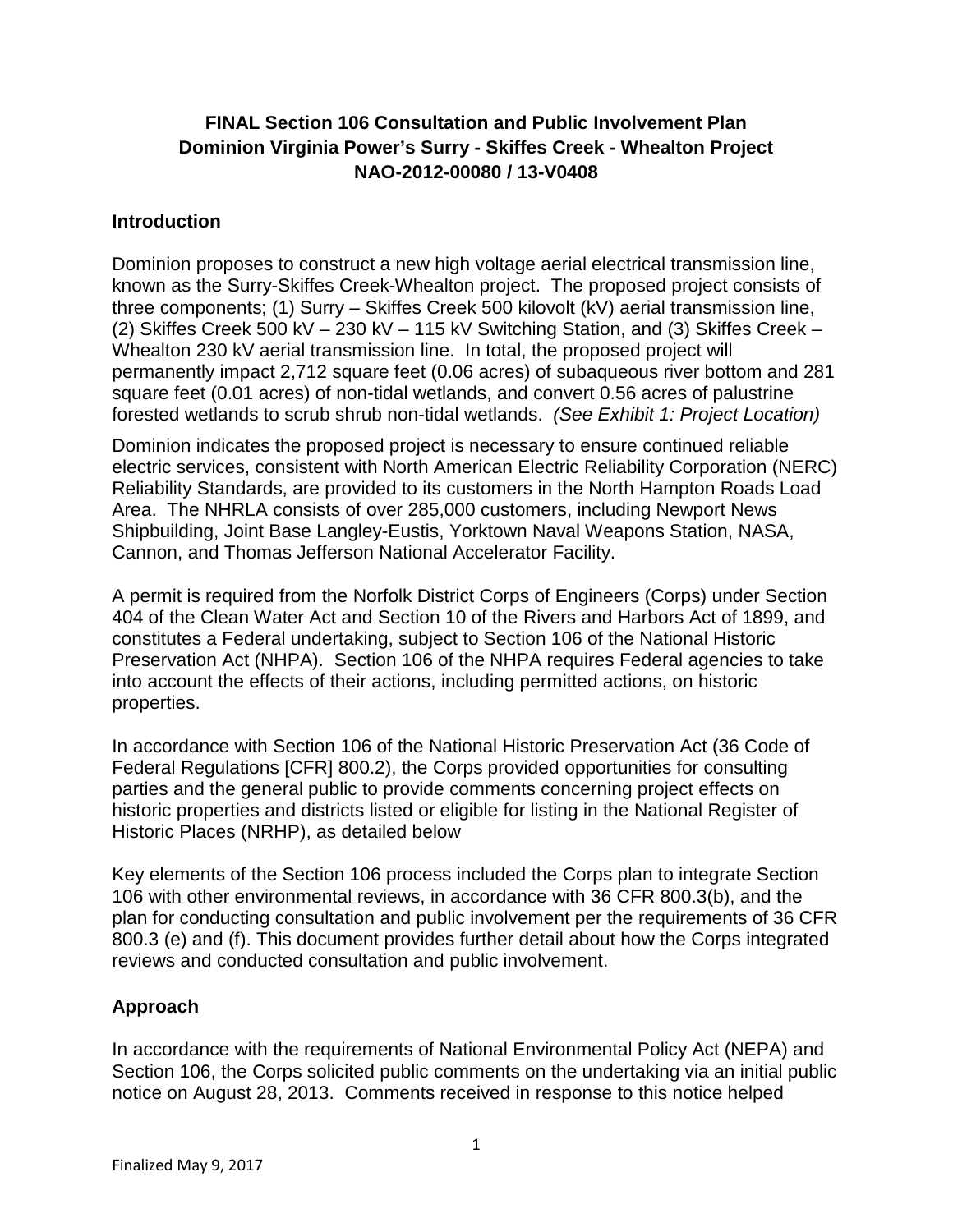# FINAL Section 106 Consultation and Public Involvement Plan
# Dominion Virginia Power's Surry - Skiffes Creek - Whealton Project
# NAO-2012-00080 / 13-V0408

## Introduction

Dominion proposes to construct a new high voltage aerial electrical transmission line, known as the Surry-Skiffes Creek-Whealton project. The proposed project consists of three components; (1) Surry – Skiffes Creek 500 kilovolt (kV) aerial transmission line, (2) Skiffes Creek 500 kV – 230 kV – 115 kV Switching Station, and (3) Skiffes Creek – Whealton 230 kV aerial transmission line. In total, the proposed project will permanently impact 2,712 square feet (0.06 acres) of subaqueous river bottom and 281 square feet (0.01 acres) of non-tidal wetlands, and convert 0.56 acres of palustrine forested wetlands to scrub shrub non-tidal wetlands. *(See Exhibit 1: Project Location)*

Dominion indicates the proposed project is necessary to ensure continued reliable electric services, consistent with North American Electric Reliability Corporation (NERC) Reliability Standards, are provided to its customers in the North Hampton Roads Load Area. The NHRLA consists of over 285,000 customers, including Newport News Shipbuilding, Joint Base Langley-Eustis, Yorktown Naval Weapons Station, NASA, Cannon, and Thomas Jefferson National Accelerator Facility.

A permit is required from the Norfolk District Corps of Engineers (Corps) under Section 404 of the Clean Water Act and Section 10 of the Rivers and Harbors Act of 1899, and constitutes a Federal undertaking, subject to Section 106 of the National Historic Preservation Act (NHPA). Section 106 of the NHPA requires Federal agencies to take into account the effects of their actions, including permitted actions, on historic properties.

In accordance with Section 106 of the National Historic Preservation Act (36 Code of Federal Regulations [CFR] 800.2), the Corps provided opportunities for consulting parties and the general public to provide comments concerning project effects on historic properties and districts listed or eligible for listing in the National Register of Historic Places (NRHP), as detailed below

Key elements of the Section 106 process included the Corps plan to integrate Section 106 with other environmental reviews, in accordance with 36 CFR 800.3(b), and the plan for conducting consultation and public involvement per the requirements of 36 CFR 800.3 (e) and (f). This document provides further detail about how the Corps integrated reviews and conducted consultation and public involvement.

## Approach

In accordance with the requirements of National Environmental Policy Act (NEPA) and Section 106, the Corps solicited public comments on the undertaking via an initial public notice on August 28, 2013. Comments received in response to this notice helped

Finalized May 9, 2017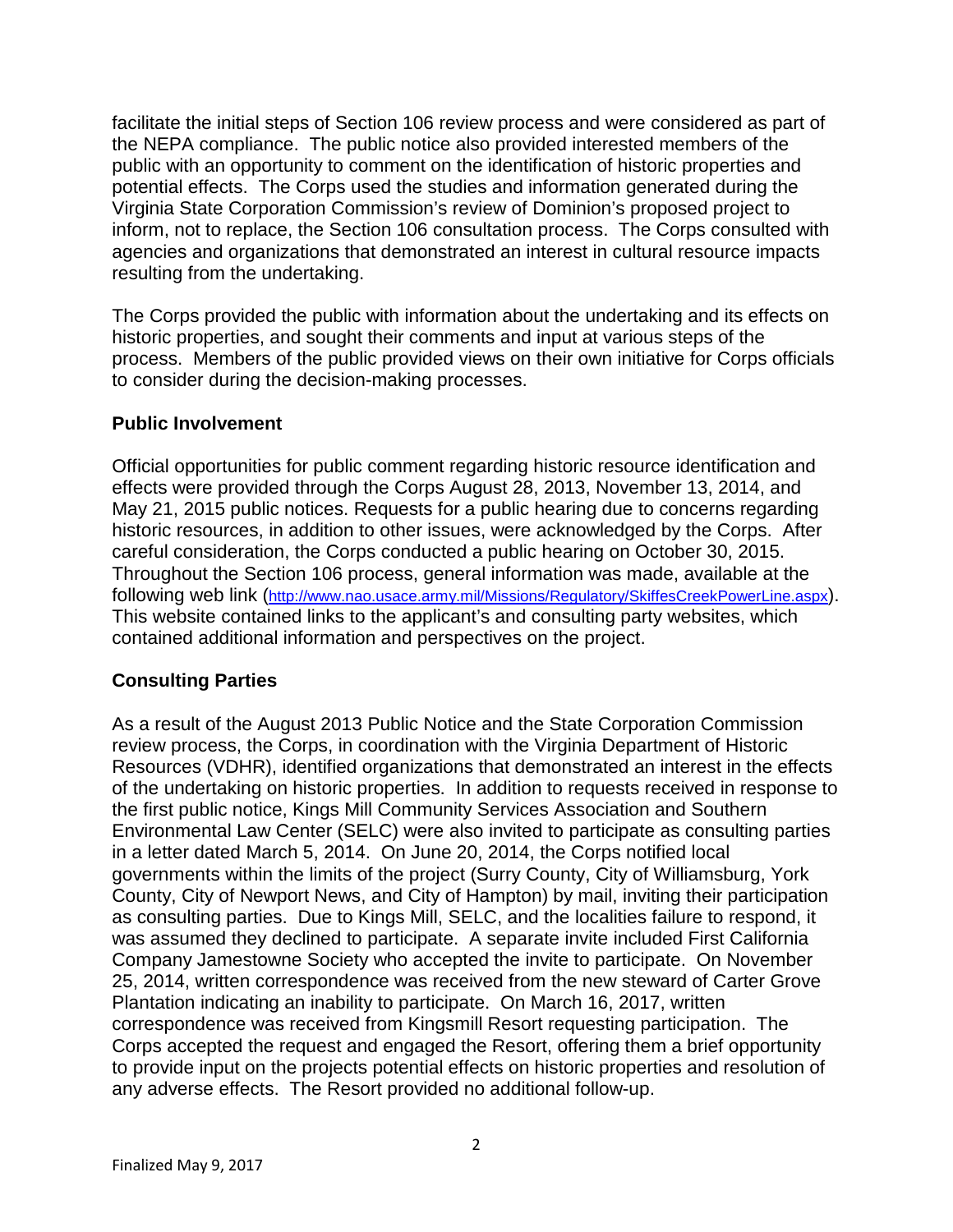facilitate the initial steps of Section 106 review process and were considered as part of the NEPA compliance. The public notice also provided interested members of the public with an opportunity to comment on the identification of historic properties and potential effects. The Corps used the studies and information generated during the Virginia State Corporation Commission's review of Dominion's proposed project to inform, not to replace, the Section 106 consultation process. The Corps consulted with agencies and organizations that demonstrated an interest in cultural resource impacts resulting from the undertaking.

The Corps provided the public with information about the undertaking and its effects on historic properties, and sought their comments and input at various steps of the process. Members of the public provided views on their own initiative for Corps officials to consider during the decision-making processes.

**Public Involvement**

Official opportunities for public comment regarding historic resource identification and effects were provided through the Corps August 28, 2013, November 13, 2014, and May 21, 2015 public notices. Requests for a public hearing due to concerns regarding historic resources, in addition to other issues, were acknowledged by the Corps. After careful consideration, the Corps conducted a public hearing on October 30, 2015. Throughout the Section 106 process, general information was made, available at the following web link (http://www.nao.usace.army.mil/Missions/Regulatory/SkiffesCreekPowerLine.aspx). This website contained links to the applicant's and consulting party websites, which contained additional information and perspectives on the project.

**Consulting Parties**

As a result of the August 2013 Public Notice and the State Corporation Commission review process, the Corps, in coordination with the Virginia Department of Historic Resources (VDHR), identified organizations that demonstrated an interest in the effects of the undertaking on historic properties. In addition to requests received in response to the first public notice, Kings Mill Community Services Association and Southern Environmental Law Center (SELC) were also invited to participate as consulting parties in a letter dated March 5, 2014. On June 20, 2014, the Corps notified local governments within the limits of the project (Surry County, City of Williamsburg, York County, City of Newport News, and City of Hampton) by mail, inviting their participation as consulting parties. Due to Kings Mill, SELC, and the localities failure to respond, it was assumed they declined to participate. A separate invite included First California Company Jamestowne Society who accepted the invite to participate. On November 25, 2014, written correspondence was received from the new steward of Carter Grove Plantation indicating an inability to participate. On March 16, 2017, written correspondence was received from Kingsmill Resort requesting participation. The Corps accepted the request and engaged the Resort, offering them a brief opportunity to provide input on the projects potential effects on historic properties and resolution of any adverse effects. The Resort provided no additional follow-up.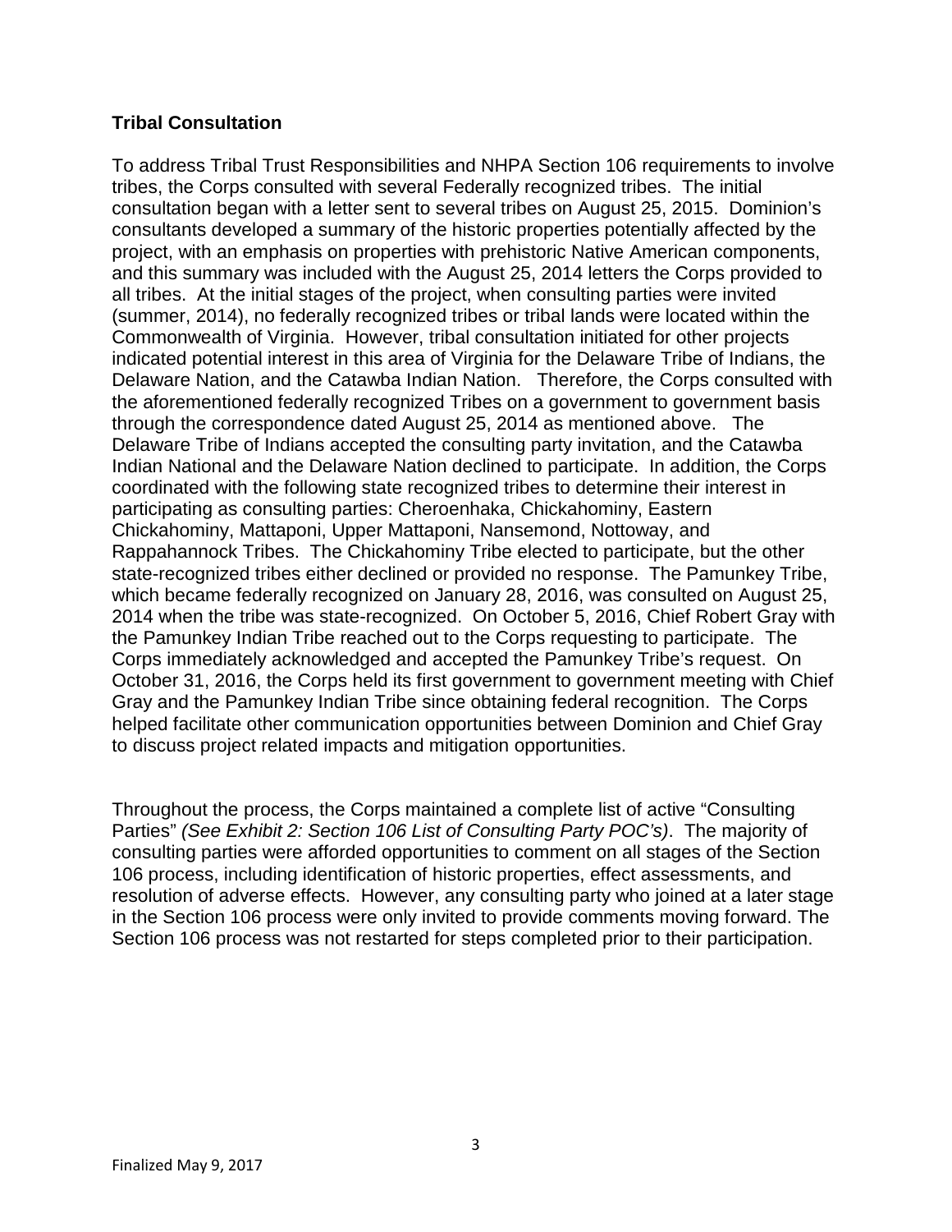### Tribal Consultation

To address Tribal Trust Responsibilities and NHPA Section 106 requirements to involve tribes, the Corps consulted with several Federally recognized tribes. The initial consultation began with a letter sent to several tribes on August 25, 2015. Dominion's consultants developed a summary of the historic properties potentially affected by the project, with an emphasis on properties with prehistoric Native American components, and this summary was included with the August 25, 2014 letters the Corps provided to all tribes. At the initial stages of the project, when consulting parties were invited (summer, 2014), no federally recognized tribes or tribal lands were located within the Commonwealth of Virginia. However, tribal consultation initiated for other projects indicated potential interest in this area of Virginia for the Delaware Tribe of Indians, the Delaware Nation, and the Catawba Indian Nation. Therefore, the Corps consulted with the aforementioned federally recognized Tribes on a government to government basis through the correspondence dated August 25, 2014 as mentioned above. The Delaware Tribe of Indians accepted the consulting party invitation, and the Catawba Indian National and the Delaware Nation declined to participate. In addition, the Corps coordinated with the following state recognized tribes to determine their interest in participating as consulting parties: Cheroenhaka, Chickahominy, Eastern Chickahominy, Mattaponi, Upper Mattaponi, Nansemond, Nottoway, and Rappahannock Tribes. The Chickahominy Tribe elected to participate, but the other state-recognized tribes either declined or provided no response. The Pamunkey Tribe, which became federally recognized on January 28, 2016, was consulted on August 25, 2014 when the tribe was state-recognized. On October 5, 2016, Chief Robert Gray with the Pamunkey Indian Tribe reached out to the Corps requesting to participate. The Corps immediately acknowledged and accepted the Pamunkey Tribe's request. On October 31, 2016, the Corps held its first government to government meeting with Chief Gray and the Pamunkey Indian Tribe since obtaining federal recognition. The Corps helped facilitate other communication opportunities between Dominion and Chief Gray to discuss project related impacts and mitigation opportunities.

Throughout the process, the Corps maintained a complete list of active "Consulting Parties" *(See Exhibit 2: Section 106 List of Consulting Party POC's)*. The majority of consulting parties were afforded opportunities to comment on all stages of the Section 106 process, including identification of historic properties, effect assessments, and resolution of adverse effects. However, any consulting party who joined at a later stage in the Section 106 process were only invited to provide comments moving forward. The Section 106 process was not restarted for steps completed prior to their participation.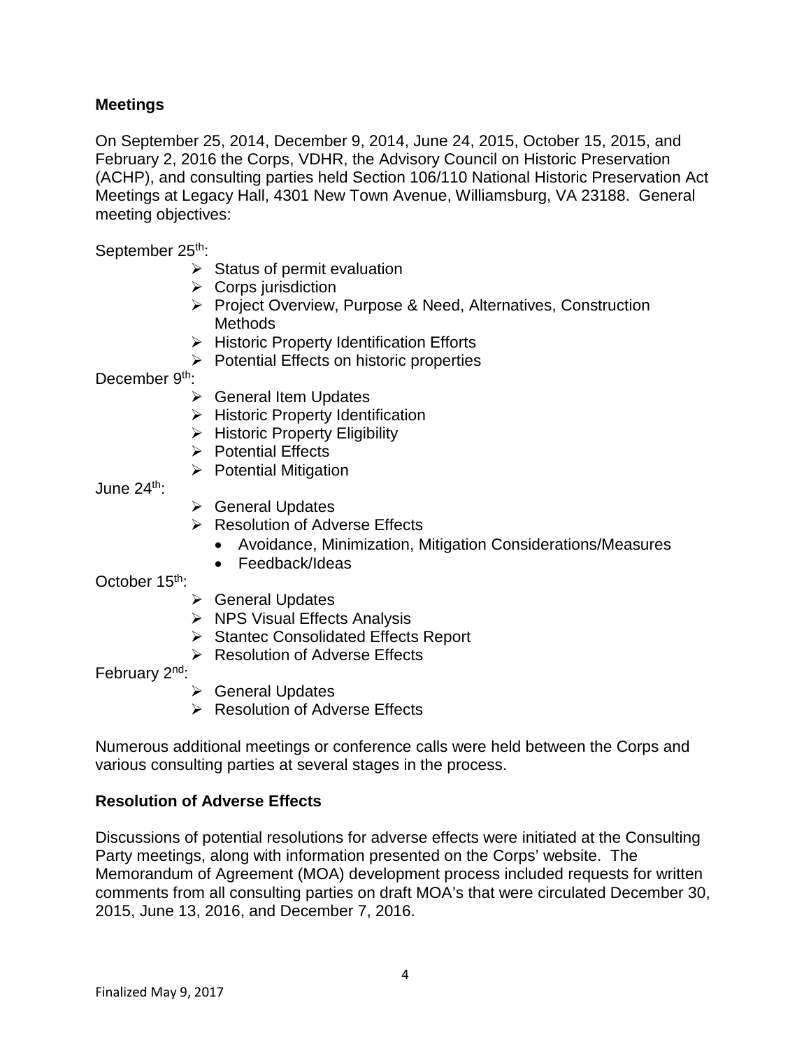## Meetings

On September 25, 2014, December 9, 2014, June 24, 2015, October 15, 2015, and February 2, 2016 the Corps, VDHR, the Advisory Council on Historic Preservation (ACHP), and consulting parties held Section 106/110 National Historic Preservation Act Meetings at Legacy Hall, 4301 New Town Avenue, Williamsburg, VA 23188. General meeting objectives:

September 25th:

- Status of permit evaluation
- Corps jurisdiction
- Project Overview, Purpose & Need, Alternatives, Construction Methods
- Historic Property Identification Efforts
- Potential Effects on historic properties

December 9th:

- General Item Updates
- Historic Property Identification
- Historic Property Eligibility
- Potential Effects
- Potential Mitigation

June 24th:

- General Updates
- Resolution of Adverse Effects
  - Avoidance, Minimization, Mitigation Considerations/Measures
  - Feedback/Ideas

October 15th:

- General Updates
- NPS Visual Effects Analysis
- Stantec Consolidated Effects Report
- Resolution of Adverse Effects

February 2nd:

- General Updates
- Resolution of Adverse Effects

Numerous additional meetings or conference calls were held between the Corps and various consulting parties at several stages in the process.

## Resolution of Adverse Effects

Discussions of potential resolutions for adverse effects were initiated at the Consulting Party meetings, along with information presented on the Corps' website. The Memorandum of Agreement (MOA) development process included requests for written comments from all consulting parties on draft MOA's that were circulated December 30, 2015, June 13, 2016, and December 7, 2016.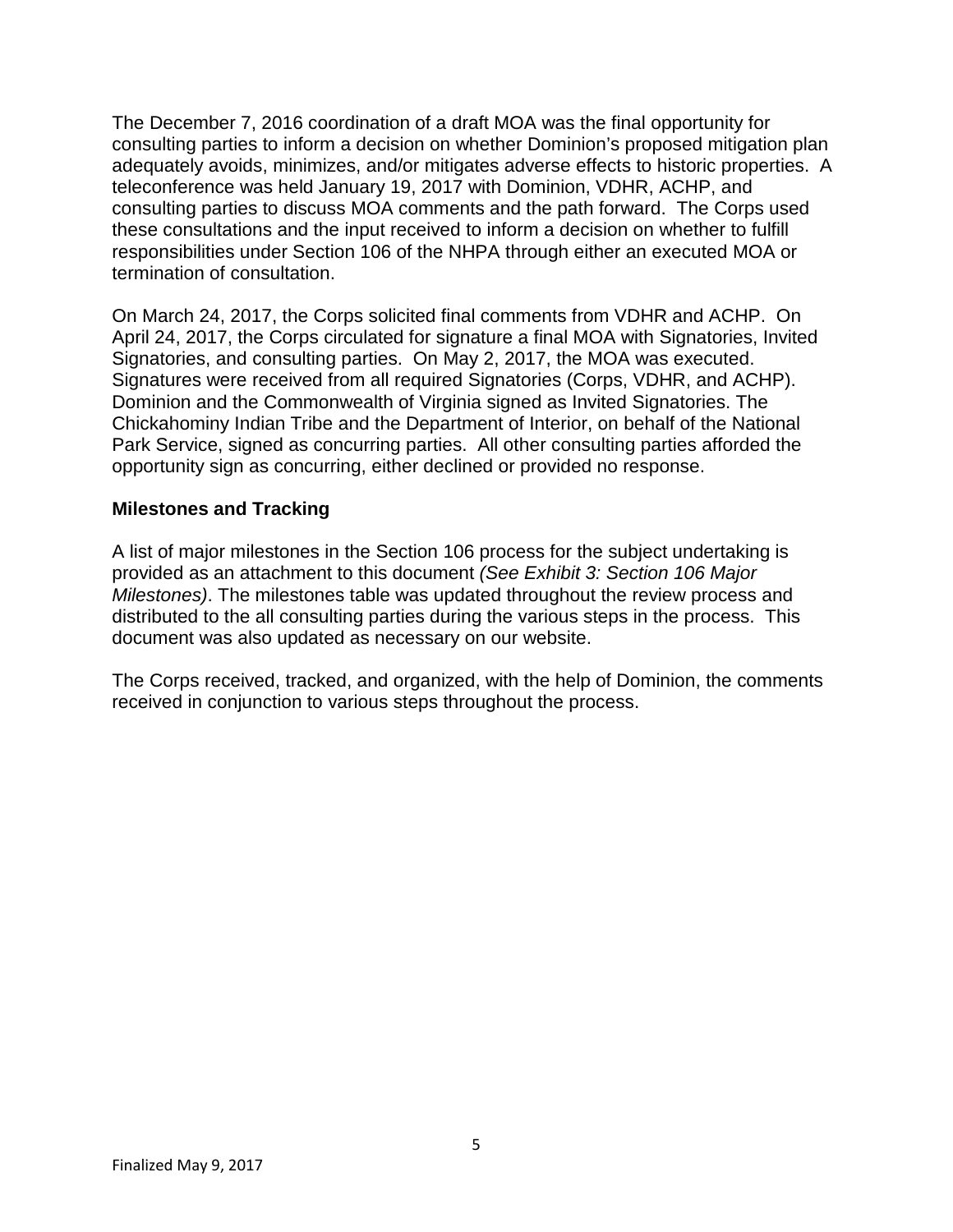The December 7, 2016 coordination of a draft MOA was the final opportunity for consulting parties to inform a decision on whether Dominion's proposed mitigation plan adequately avoids, minimizes, and/or mitigates adverse effects to historic properties. A teleconference was held January 19, 2017 with Dominion, VDHR, ACHP, and consulting parties to discuss MOA comments and the path forward. The Corps used these consultations and the input received to inform a decision on whether to fulfill responsibilities under Section 106 of the NHPA through either an executed MOA or termination of consultation.

On March 24, 2017, the Corps solicited final comments from VDHR and ACHP. On April 24, 2017, the Corps circulated for signature a final MOA with Signatories, Invited Signatories, and consulting parties. On May 2, 2017, the MOA was executed. Signatures were received from all required Signatories (Corps, VDHR, and ACHP). Dominion and the Commonwealth of Virginia signed as Invited Signatories. The Chickahominy Indian Tribe and the Department of Interior, on behalf of the National Park Service, signed as concurring parties. All other consulting parties afforded the opportunity sign as concurring, either declined or provided no response.

**Milestones and Tracking**

A list of major milestones in the Section 106 process for the subject undertaking is provided as an attachment to this document *(See Exhibit 3: Section 106 Major Milestones)*. The milestones table was updated throughout the review process and distributed to the all consulting parties during the various steps in the process. This document was also updated as necessary on our website.

The Corps received, tracked, and organized, with the help of Dominion, the comments received in conjunction to various steps throughout the process.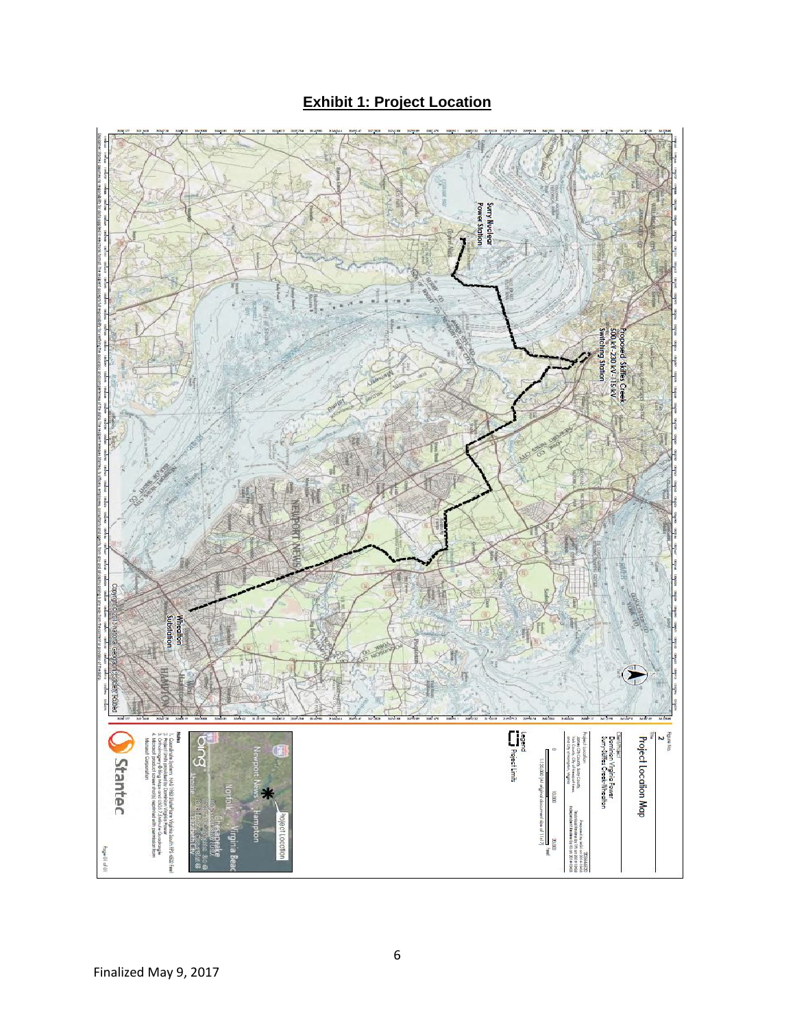# Exhibit 1: Project Location

Finalized May 9, 2017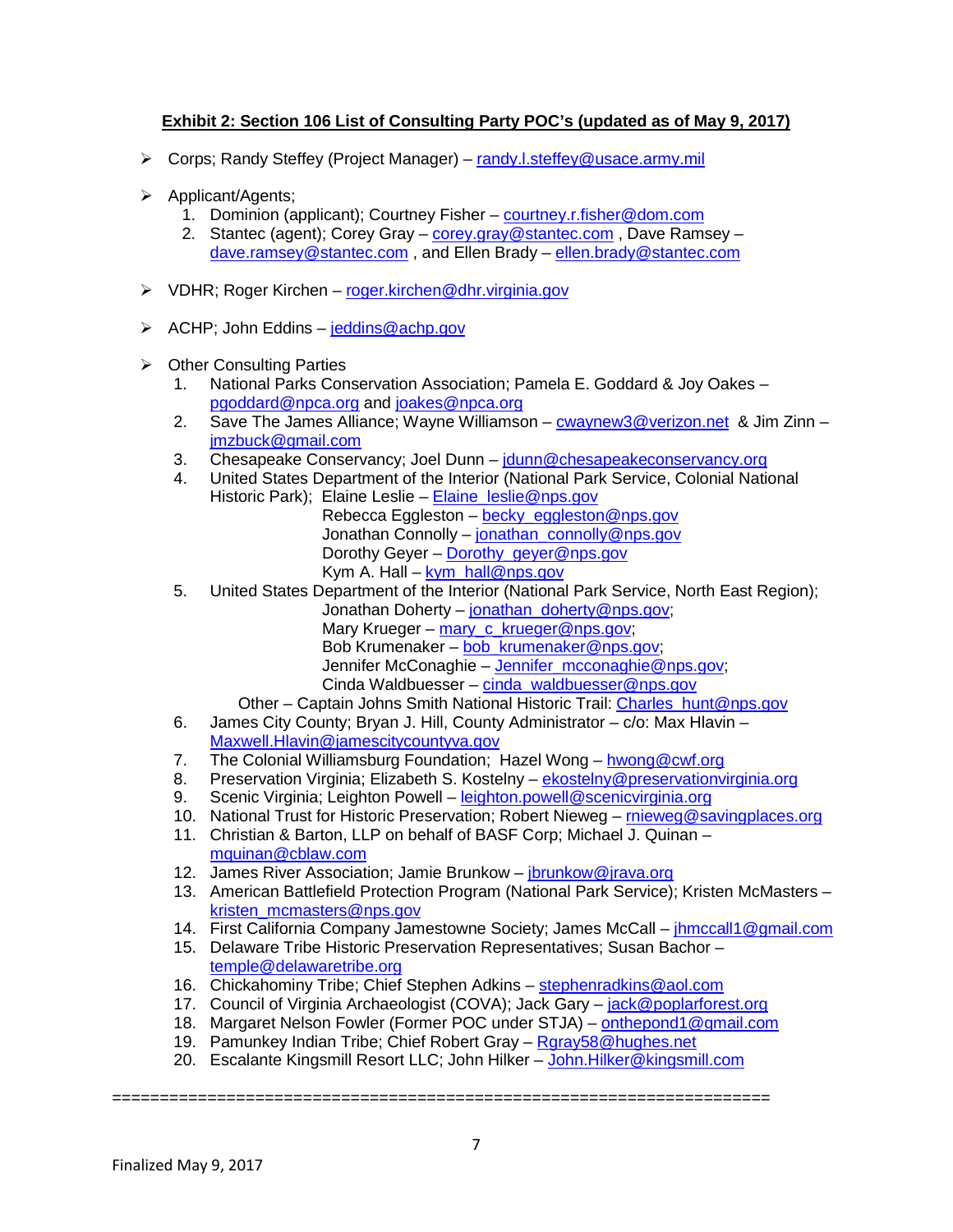**Exhibit 2: Section 106 List of Consulting Party POC's (updated as of May 9, 2017)**

- Corps; Randy Steffey (Project Manager) – randy.l.steffey@usace.army.mil

- Applicant/Agents;
  1. Dominion (applicant); Courtney Fisher – courtney.r.fisher@dom.com
  2. Stantec (agent); Corey Gray – corey.gray@stantec.com , Dave Ramsey – dave.ramsey@stantec.com , and Ellen Brady – ellen.brady@stantec.com

- VDHR; Roger Kirchen – roger.kirchen@dhr.virginia.gov

- ACHP; John Eddins – jeddins@achp.gov

- Other Consulting Parties
  1. National Parks Conservation Association; Pamela E. Goddard & Joy Oakes – pgoddard@npca.org and joakes@npca.org
  2. Save The James Alliance; Wayne Williamson – cwaynew3@verizon.net & Jim Zinn – jmzbuck@gmail.com
  3. Chesapeake Conservancy; Joel Dunn – jdunn@chesapeakeconservancy.org
  4. United States Department of the Interior (National Park Service, Colonial National Historic Park); Elaine Leslie – Elaine_leslie@nps.gov
     Rebecca Eggleston – becky_eggleston@nps.gov
     Jonathan Connolly – jonathan_connolly@nps.gov
     Dorothy Geyer – Dorothy_geyer@nps.gov
     Kym A. Hall – kym_hall@nps.gov
  5. United States Department of the Interior (National Park Service, North East Region);
     Jonathan Doherty – jonathan_doherty@nps.gov;
     Mary Krueger – mary_c_krueger@nps.gov;
     Bob Krumenaker – bob_krumenaker@nps.gov;
     Jennifer McConaghie – Jennifer_mcconaghie@nps.gov;
     Cinda Waldbuesser – cinda_waldbuesser@nps.gov
     Other – Captain Johns Smith National Historic Trail: Charles_hunt@nps.gov
  6. James City County; Bryan J. Hill, County Administrator – c/o: Max Hlavin – Maxwell.Hlavin@jamescitycountyva.gov
  7. The Colonial Williamsburg Foundation; Hazel Wong – hwong@cwf.org
  8. Preservation Virginia; Elizabeth S. Kostelny – ekostelny@preservationvirginia.org
  9. Scenic Virginia; Leighton Powell – leighton.powell@scenicvirginia.org
  10. National Trust for Historic Preservation; Robert Nieweg – rnieweg@savingplaces.org
  11. Christian & Barton, LLP on behalf of BASF Corp; Michael J. Quinan – mquinan@cblaw.com
  12. James River Association; Jamie Brunkow – jbrunkow@jrava.org
  13. American Battlefield Protection Program (National Park Service); Kristen McMasters – kristen_mcmasters@nps.gov
  14. First California Company Jamestowne Society; James McCall – jhmccall1@gmail.com
  15. Delaware Tribe Historic Preservation Representatives; Susan Bachor – temple@delawaretribe.org
  16. Chickahominy Tribe; Chief Stephen Adkins – stephenradkins@aol.com
  17. Council of Virginia Archaeologist (COVA); Jack Gary – jack@poplarforest.org
  18. Margaret Nelson Fowler (Former POC under STJA) – onthepond1@gmail.com
  19. Pamunkey Indian Tribe; Chief Robert Gray – Rgray58@hughes.net
  20. Escalante Kingsmill Resort LLC; John Hilker – John.Hilker@kingsmill.com

==================================================================

Finalized May 9, 2017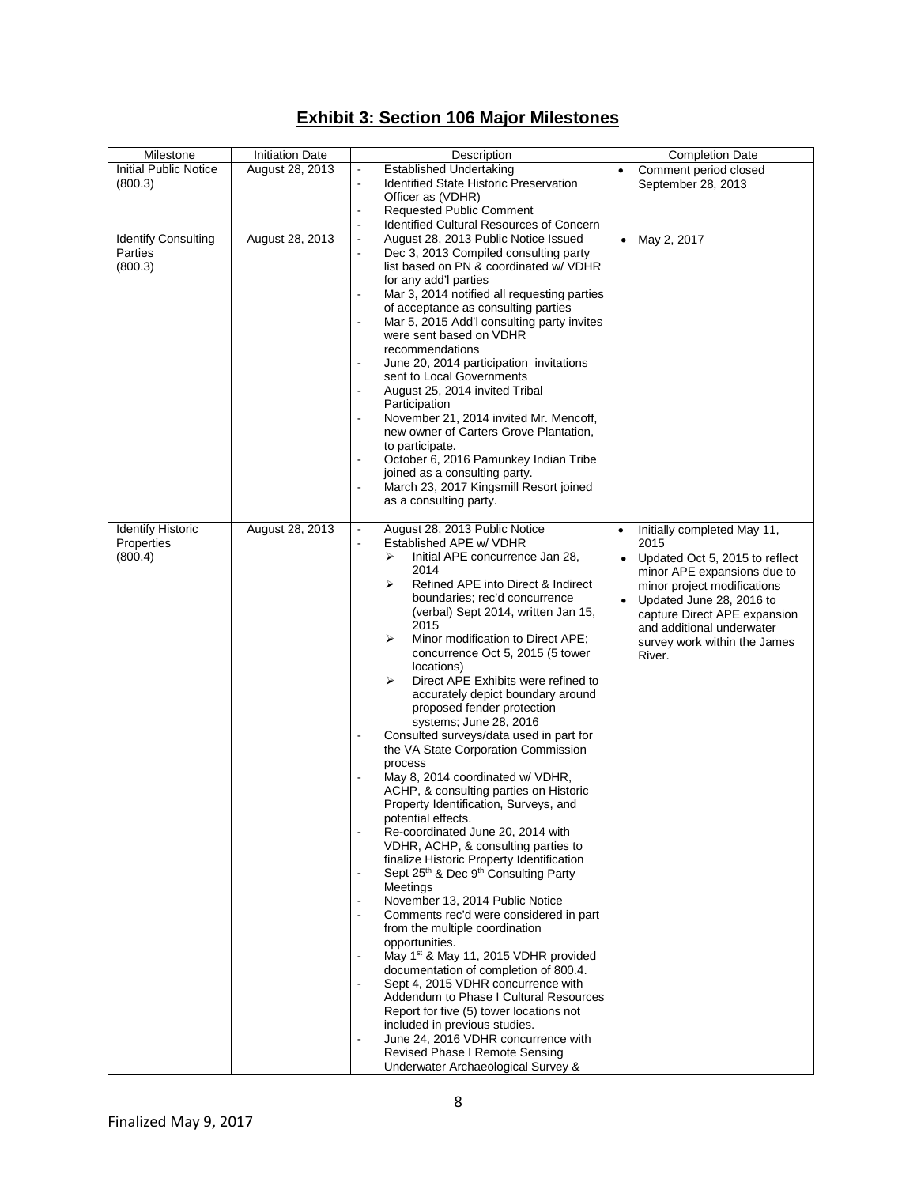## Exhibit 3: Section 106 Major Milestones

| Milestone | Initiation Date | Description | Completion Date |
|---|---|---|---|
| Initial Public Notice (800.3) | August 28, 2013 | - Established Undertaking<br>- Identified State Historic Preservation Officer as (VDHR)<br>- Requested Public Comment<br>- Identified Cultural Resources of Concern | • Comment period closed September 28, 2013 |
| Identify Consulting Parties (800.3) | August 28, 2013 | - August 28, 2013 Public Notice Issued<br>- Dec 3, 2013 Compiled consulting party list based on PN & coordinated w/ VDHR for any add'l parties<br>- Mar 3, 2014 notified all requesting parties of acceptance as consulting parties<br>- Mar 5, 2015 Add'l consulting party invites were sent based on VDHR recommendations<br>- June 20, 2014 participation invitations sent to Local Governments<br>- August 25, 2014 invited Tribal Participation<br>- November 21, 2014 invited Mr. Mencoff, new owner of Carters Grove Plantation, to participate.<br>- October 6, 2016 Pamunkey Indian Tribe joined as a consulting party.<br>- March 23, 2017 Kingsmill Resort joined as a consulting party. | • May 2, 2017 |
| Identify Historic Properties (800.4) | August 28, 2013 | - August 28, 2013 Public Notice<br>- Established APE w/ VDHR<br>➢ Initial APE concurrence Jan 28, 2014<br>➢ Refined APE into Direct & Indirect boundaries; rec'd concurrence (verbal) Sept 2014, written Jan 15, 2015<br>➢ Minor modification to Direct APE; concurrence Oct 5, 2015 (5 tower locations)<br>➢ Direct APE Exhibits were refined to accurately depict boundary around proposed fender protection systems; June 28, 2016<br>- Consulted surveys/data used in part for the VA State Corporation Commission process<br>- May 8, 2014 coordinated w/ VDHR, ACHP, & consulting parties on Historic Property Identification, Surveys, and potential effects.<br>- Re-coordinated June 20, 2014 with VDHR, ACHP, & consulting parties to finalize Historic Property Identification<br>- Sept 25th & Dec 9th Consulting Party Meetings<br>- November 13, 2014 Public Notice<br>- Comments rec'd were considered in part from the multiple coordination opportunities.<br>- May 1st & May 11, 2015 VDHR provided documentation of completion of 800.4.<br>- Sept 4, 2015 VDHR concurrence with Addendum to Phase I Cultural Resources Report for five (5) tower locations not included in previous studies.<br>- June 24, 2016 VDHR concurrence with Revised Phase I Remote Sensing Underwater Archaeological Survey & | • Initially completed May 11, 2015<br>• Updated Oct 5, 2015 to reflect minor APE expansions due to minor project modifications<br>• Updated June 28, 2016 to capture Direct APE expansion and additional underwater survey work within the James River. |

Finalized May 9, 2017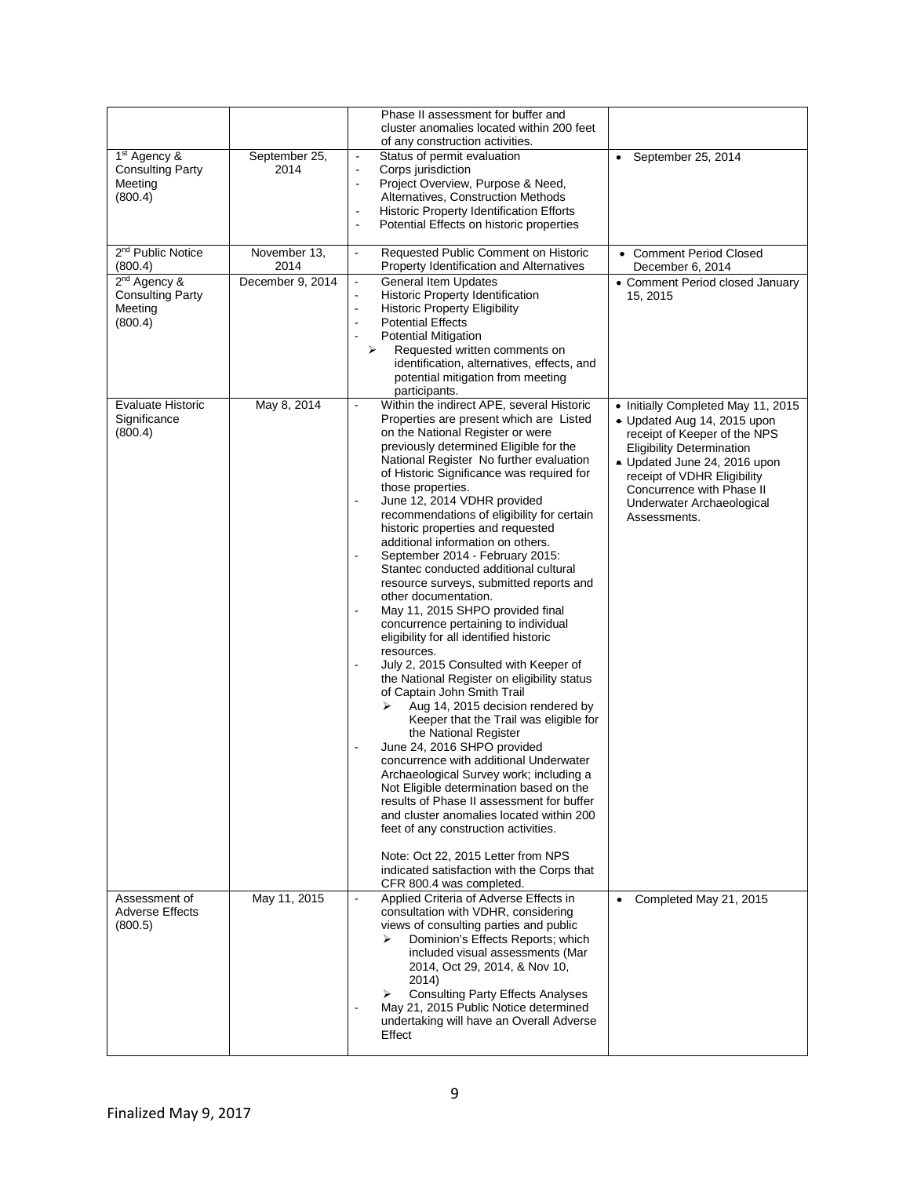| | | | |
|---|---|---|---|
| | | Phase II assessment for buffer and cluster anomalies located within 200 feet of any construction activities. | |
| 1st Agency & Consulting Party Meeting (800.4) | September 25, 2014 | - Status of permit evaluation<br>- Corps jurisdiction<br>- Project Overview, Purpose & Need, Alternatives, Construction Methods<br>- Historic Property Identification Efforts<br>- Potential Effects on historic properties | • September 25, 2014 |
| 2nd Public Notice (800.4) | November 13, 2014 | - Requested Public Comment on Historic Property Identification and Alternatives | • Comment Period Closed December 6, 2014 |
| 2nd Agency & Consulting Party Meeting (800.4) | December 9, 2014 | - General Item Updates<br>- Historic Property Identification<br>- Historic Property Eligibility<br>- Potential Effects<br>- Potential Mitigation<br>➢ Requested written comments on identification, alternatives, effects, and potential mitigation from meeting participants. | • Comment Period closed January 15, 2015 |
| Evaluate Historic Significance (800.4) | May 8, 2014 | - Within the indirect APE, several Historic Properties are present which are Listed on the National Register or were previously determined Eligible for the National Register No further evaluation of Historic Significance was required for those properties.<br>- June 12, 2014 VDHR provided recommendations of eligibility for certain historic properties and requested additional information on others.<br>- September 2014 - February 2015: Stantec conducted additional cultural resource surveys, submitted reports and other documentation.<br>- May 11, 2015 SHPO provided final concurrence pertaining to individual eligibility for all identified historic resources.<br>- July 2, 2015 Consulted with Keeper of the National Register on eligibility status of Captain John Smith Trail<br>➢ Aug 14, 2015 decision rendered by Keeper that the Trail was eligible for the National Register<br>- June 24, 2016 SHPO provided concurrence with additional Underwater Archaeological Survey work; including a Not Eligible determination based on the results of Phase II assessment for buffer and cluster anomalies located within 200 feet of any construction activities.<br><br>Note: Oct 22, 2015 Letter from NPS indicated satisfaction with the Corps that CFR 800.4 was completed. | • Initially Completed May 11, 2015<br>• Updated Aug 14, 2015 upon receipt of Keeper of the NPS Eligibility Determination<br>• Updated June 24, 2016 upon receipt of VDHR Eligibility Concurrence with Phase II Underwater Archaeological Assessments. |
| Assessment of Adverse Effects (800.5) | May 11, 2015 | - Applied Criteria of Adverse Effects in consultation with VDHR, considering views of consulting parties and public<br>➢ Dominion's Effects Reports; which included visual assessments (Mar 2014, Oct 29, 2014, & Nov 10, 2014)<br>➢ Consulting Party Effects Analyses<br>- May 21, 2015 Public Notice determined undertaking will have an Overall Adverse Effect | • Completed May 21, 2015 |

Finalized May 9, 2017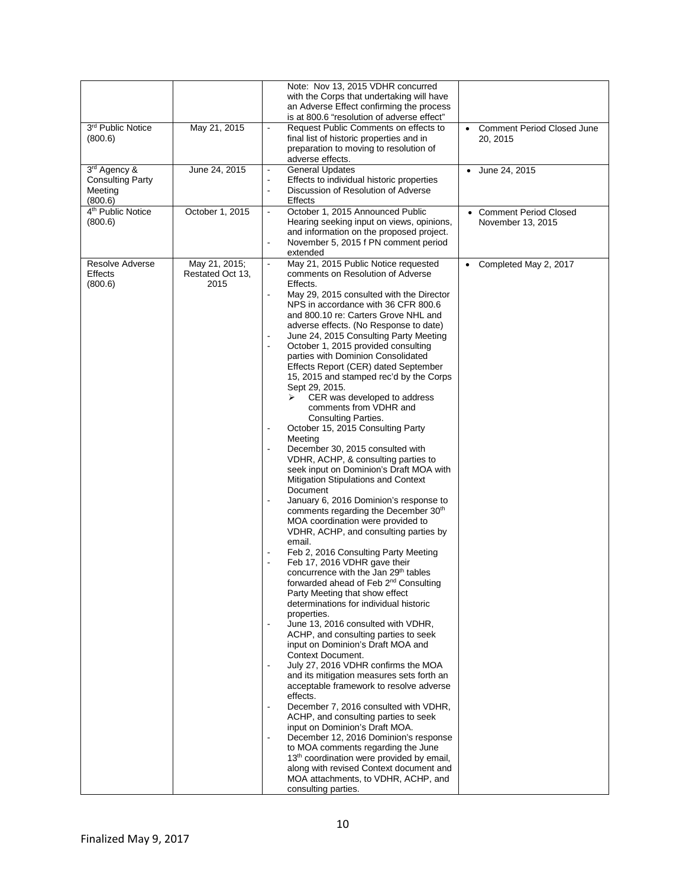| | | | |
|---|---|---|---|
| | | Note: Nov 13, 2015 VDHR concurred with the Corps that undertaking will have an Adverse Effect confirming the process is at 800.6 "resolution of adverse effect" | |
| 3rd Public Notice (800.6) | May 21, 2015 | - Request Public Comments on effects to final list of historic properties and in preparation to moving to resolution of adverse effects. | • Comment Period Closed June 20, 2015 |
| 3rd Agency & Consulting Party Meeting (800.6) | June 24, 2015 | - General Updates<br>- Effects to individual historic properties<br>- Discussion of Resolution of Adverse Effects | • June 24, 2015 |
| 4th Public Notice (800.6) | October 1, 2015 | - October 1, 2015 Announced Public Hearing seeking input on views, opinions, and information on the proposed project.<br>- November 5, 2015 f PN comment period extended | • Comment Period Closed November 13, 2015 |
| Resolve Adverse Effects (800.6) | May 21, 2015; Restated Oct 13, 2015 | - May 21, 2015 Public Notice requested comments on Resolution of Adverse Effects.<br>- May 29, 2015 consulted with the Director NPS in accordance with 36 CFR 800.6 and 800.10 re: Carters Grove NHL and adverse effects. (No Response to date)<br>- June 24, 2015 Consulting Party Meeting<br>- October 1, 2015 provided consulting parties with Dominion Consolidated Effects Report (CER) dated September 15, 2015 and stamped rec'd by the Corps Sept 29, 2015.<br>➢ CER was developed to address comments from VDHR and Consulting Parties.<br>- October 15, 2015 Consulting Party Meeting<br>- December 30, 2015 consulted with VDHR, ACHP, & consulting parties to seek input on Dominion's Draft MOA with Mitigation Stipulations and Context Document<br>- January 6, 2016 Dominion's response to comments regarding the December 30th MOA coordination were provided to VDHR, ACHP, and consulting parties by email.<br>- Feb 2, 2016 Consulting Party Meeting<br>- Feb 17, 2016 VDHR gave their concurrence with the Jan 29th tables forwarded ahead of Feb 2nd Consulting Party Meeting that show effect determinations for individual historic properties.<br>- June 13, 2016 consulted with VDHR, ACHP, and consulting parties to seek input on Dominion's Draft MOA and Context Document.<br>- July 27, 2016 VDHR confirms the MOA and its mitigation measures sets forth an acceptable framework to resolve adverse effects.<br>- December 7, 2016 consulted with VDHR, ACHP, and consulting parties to seek input on Dominion's Draft MOA.<br>- December 12, 2016 Dominion's response to MOA comments regarding the June 13th coordination were provided by email, along with revised Context document and MOA attachments, to VDHR, ACHP, and consulting parties. | • Completed May 2, 2017 |

Finalized May 9, 2017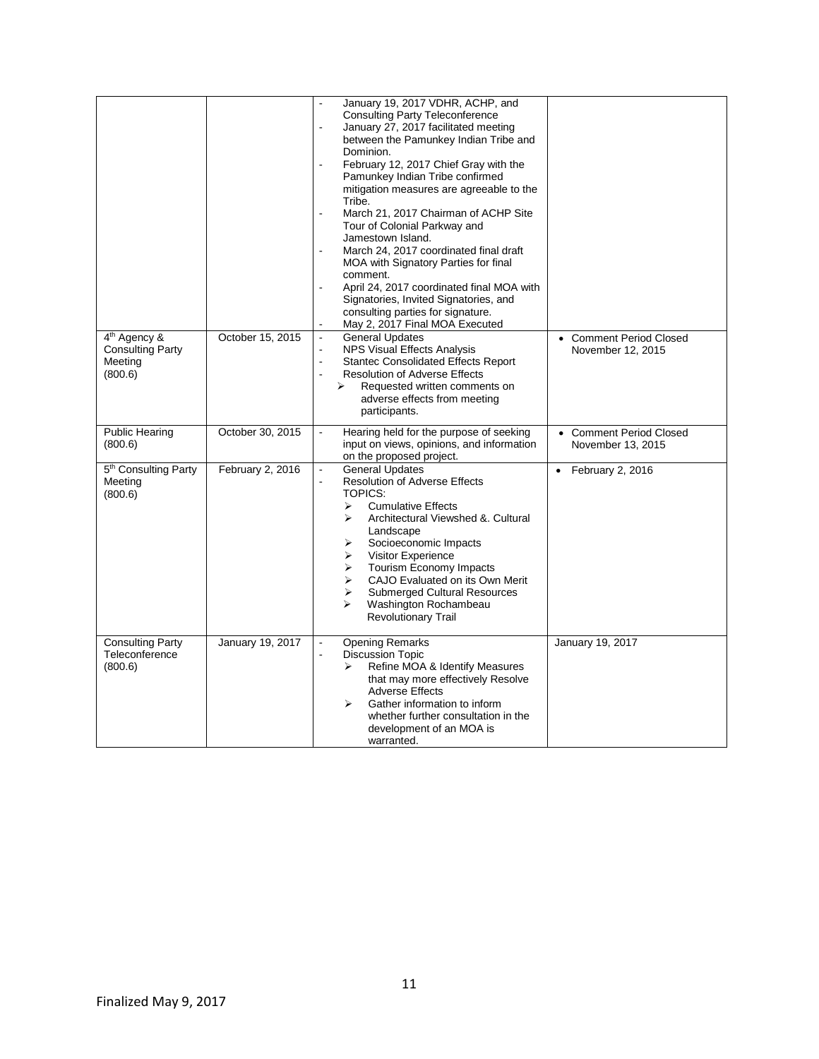| | | | |
|---|---|---|---|
| | | - January 19, 2017 VDHR, ACHP, and Consulting Party Teleconference<br>- January 27, 2017 facilitated meeting between the Pamunkey Indian Tribe and Dominion.<br>- February 12, 2017 Chief Gray with the Pamunkey Indian Tribe confirmed mitigation measures are agreeable to the Tribe.<br>- March 21, 2017 Chairman of ACHP Site Tour of Colonial Parkway and Jamestown Island.<br>- March 24, 2017 coordinated final draft MOA with Signatory Parties for final comment.<br>- April 24, 2017 coordinated final MOA with Signatories, Invited Signatories, and consulting parties for signature.<br>- May 2, 2017 Final MOA Executed | |
| 4th Agency & Consulting Party Meeting (800.6) | October 15, 2015 | - General Updates<br>- NPS Visual Effects Analysis<br>- Stantec Consolidated Effects Report<br>- Resolution of Adverse Effects<br>➢ Requested written comments on adverse effects from meeting participants. | • Comment Period Closed November 12, 2015 |
| Public Hearing (800.6) | October 30, 2015 | - Hearing held for the purpose of seeking input on views, opinions, and information on the proposed project. | • Comment Period Closed November 13, 2015 |
| 5th Consulting Party Meeting (800.6) | February 2, 2016 | - General Updates<br>- Resolution of Adverse Effects<br>TOPICS:<br>➢ Cumulative Effects<br>➢ Architectural Viewshed &. Cultural Landscape<br>➢ Socioeconomic Impacts<br>➢ Visitor Experience<br>➢ Tourism Economy Impacts<br>➢ CAJO Evaluated on its Own Merit<br>➢ Submerged Cultural Resources<br>➢ Washington Rochambeau Revolutionary Trail | • February 2, 2016 |
| Consulting Party Teleconference (800.6) | January 19, 2017 | - Opening Remarks<br>- Discussion Topic<br>➢ Refine MOA & Identify Measures that may more effectively Resolve Adverse Effects<br>➢ Gather information to inform whether further consultation in the development of an MOA is warranted. | January 19, 2017 |

Finalized May 9, 2017